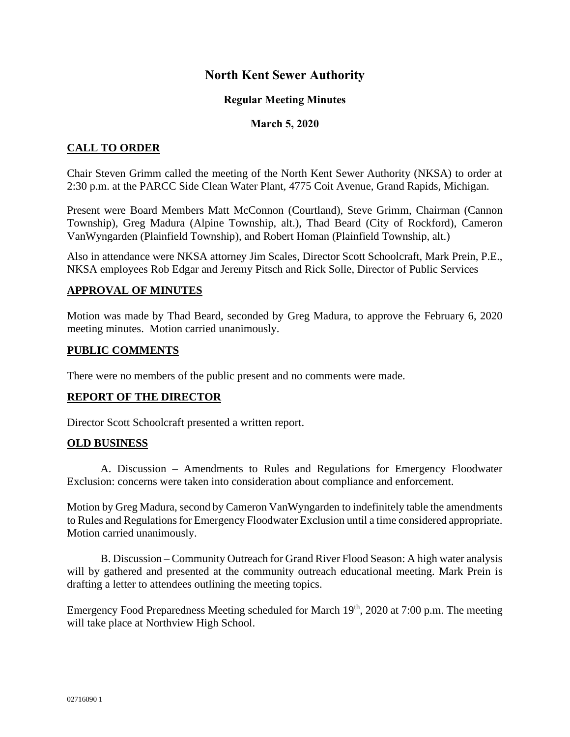# North Kent Sewer Authority

### Regular Meeting Minutes

### March 5, 2020

## CALL TO ORDER

Chair Steven Grimm called the meeting of the North Kent Sewer Authority (NKSA) to order at 2:30 p.m. at the PARCC Side Clean Water Plant, 4775 Coit Avenue, Grand Rapids, Michigan.

Present were Board Members Matt McConnon (Courtland), Steve Grimm, Chairman (Cannon Township), Greg Madura (Alpine Township, alt.), Thad Beard (City of Rockford), Cameron VanWyngarden (Plainfield Township), and Robert Homan (Plainfield Township, alt.)

Also in attendance were NKSA attorney Jim Scales, Director Scott Schoolcraft, Mark Prein, P.E., NKSA employees Rob Edgar and Jeremy Pitsch and Rick Solle, Director of Public Services

## APPROVAL OF MINUTES

Motion was made by Thad Beard, seconded by Greg Madura, to approve the February 6, 2020 meeting minutes. Motion carried unanimously.

## PUBLIC COMMENTS

There were no members of the public present and no comments were made.

## REPORT OF THE DIRECTOR

Director Scott Schoolcraft presented a written report.

## OLD BUSINESS

A. Discussion – Amendments to Rules and Regulations for Emergency Floodwater Exclusion: concerns were taken into consideration about compliance and enforcement.

Motion by Greg Madura, second by Cameron VanWyngarden to indefinitely table the amendments to Rules and Regulations for Emergency Floodwater Exclusion until a time considered appropriate. Motion carried unanimously.

B. Discussion – Community Outreach for Grand River Flood Season: A high water analysis will by gathered and presented at the community outreach educational meeting. Mark Prein is drafting a letter to attendees outlining the meeting topics.

Emergency Food Preparedness Meeting scheduled for March 19th, 2020 at 7:00 p.m. The meeting will take place at Northview High School.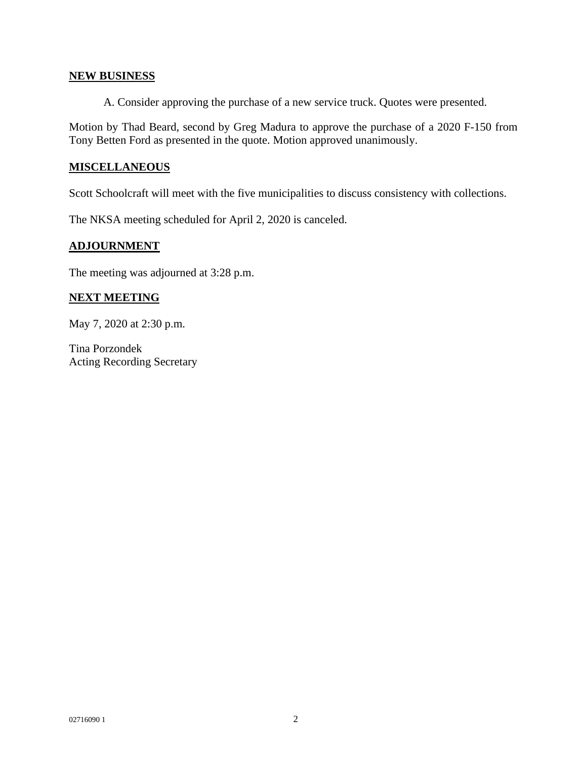## NEW BUSINESS

A. Consider approving the purchase of a new service truck. Quotes were presented.

Motion by Thad Beard, second by Greg Madura to approve the purchase of a 2020 F-150 from Tony Betten Ford as presented in the quote. Motion approved unanimously.

## MISCELLANEOUS

Scott Schoolcraft will meet with the five municipalities to discuss consistency with collections.

The NKSA meeting scheduled for April 2, 2020 is canceled.

## ADJOURNMENT

The meeting was adjourned at 3:28 p.m.

## NEXT MEETING

May 7, 2020 at 2:30 p.m.

Tina Porzondek
Acting Recording Secretary

02716090 1